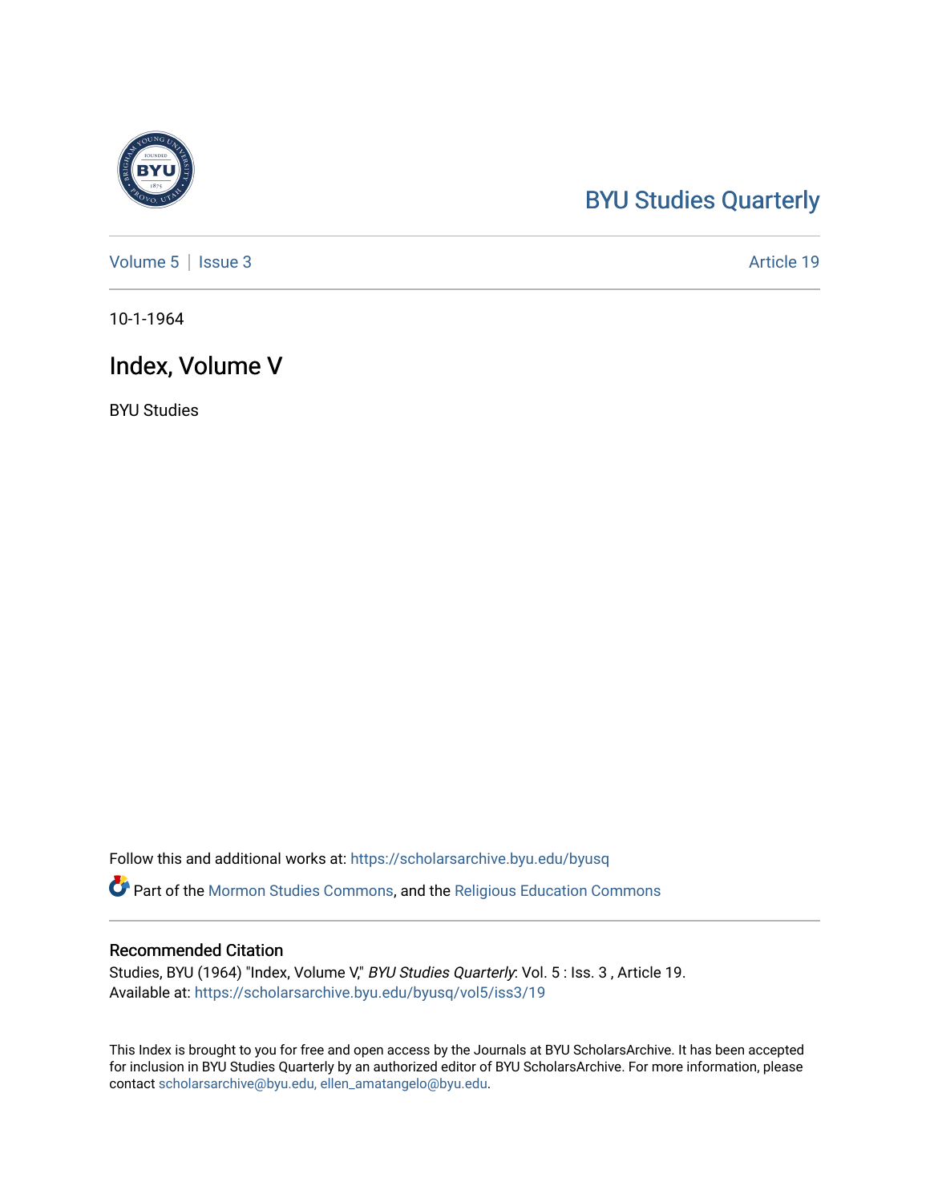BYU Studies Quarterly

Volume 5 | Issue 3 Article 19

10-1-1964

# Index, Volume V

BYU Studies

Follow this and additional works at: https://scholarsarchive.byu.edu/byusq

Part of the Mormon Studies Commons, and the Religious Education Commons

## Recommended Citation

Studies, BYU (1964) "Index, Volume V," *BYU Studies Quarterly*: Vol. 5 : Iss. 3 , Article 19.
Available at: https://scholarsarchive.byu.edu/byusq/vol5/iss3/19

This Index is brought to you for free and open access by the Journals at BYU ScholarsArchive. It has been accepted for inclusion in BYU Studies Quarterly by an authorized editor of BYU ScholarsArchive. For more information, please contact scholarsarchive@byu.edu, ellen_amatangelo@byu.edu.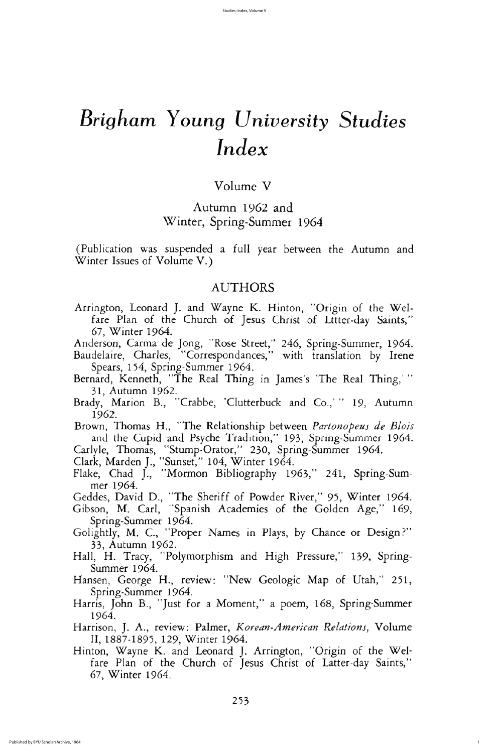# *Brigham Young University Studies* *Index*

Volume V

Autumn 1962 and
Winter, Spring-Summer 1964

(Publication was suspended a full year between the Autumn and Winter Issues of Volume V.)

## AUTHORS

Arrington, Leonard J. and Wayne K. Hinton, "Origin of the Welfare Plan of the Church of Jesus Christ of Lttter-day Saints," 67, Winter 1964.

Anderson, Carma de Jong, "Rose Street," 246, Spring-Summer, 1964.

Baudelaire, Charles, "Correspondances," with translation by Irene Spears, 154, Spring-Summer 1964.

Bernard, Kenneth, "The Real Thing in James's 'The Real Thing,'" 31, Autumn 1962.

Brady, Marion B., "Crabbe, 'Clutterbuck and Co.,'" 19, Autumn 1962.

Brown, Thomas H., "The Relationship between *Partonopeus de Blois* and the Cupid and Psyche Tradition," 193, Spring-Summer 1964.

Carlyle, Thomas, "Stump-Orator," 230, Spring-Summer 1964.

Clark, Marden J., "Sunset," 104, Winter 1964.

Flake, Chad J., "Mormon Bibliography 1963," 241, Spring-Summer 1964.

Geddes, David D., "The Sheriff of Powder River," 95, Winter 1964.

Gibson, M. Carl, "Spanish Academies of the Golden Age," 169, Spring-Summer 1964.

Golightly, M. C., "Proper Names in Plays, by Chance or Design?" 33, Autumn 1962.

Hall, H. Tracy, "Polymorphism and High Pressure," 139, Spring-Summer 1964.

Hansen, George H., review: "New Geologic Map of Utah," 251, Spring-Summer 1964.

Harris, John B., "Just for a Moment," a poem, 168, Spring-Summer 1964.

Harrison, J. A., review: Palmer, *Korean-American Relations,* Volume II, 1887-1895, 129, Winter 1964.

Hinton, Wayne K. and Leonard J. Arrington, "Origin of the Welfare Plan of the Church of Jesus Christ of Latter-day Saints," 67, Winter 1964.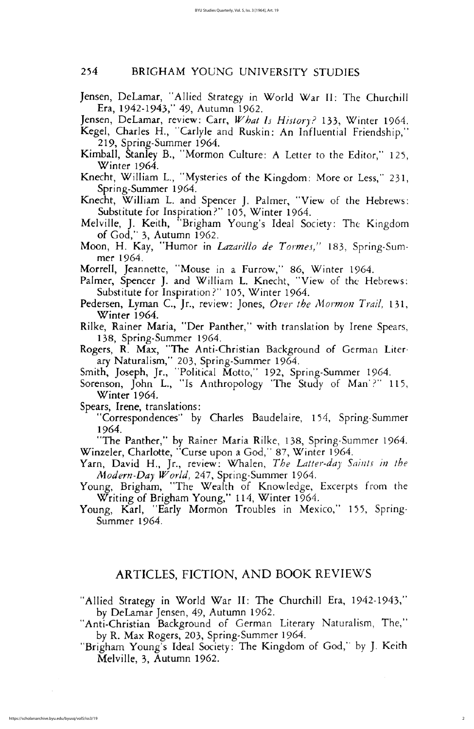Jensen, DeLamar, "Allied Strategy in World War II: The Churchill Era, 1942-1943," 49, Autumn 1962.

Jensen, DeLamar, review: Carr, *What Is History?* 133, Winter 1964.

Kegel, Charles H., "Carlyle and Ruskin: An Influential Friendship," 219, Spring-Summer 1964.

Kimball, Stanley B., "Mormon Culture: A Letter to the Editor," 125, Winter 1964.

Knecht, William L., "Mysteries of the Kingdom: More or Less," 231, Spring-Summer 1964.

Knecht, William L. and Spencer J. Palmer, "View of the Hebrews: Substitute for Inspiration?" 105, Winter 1964.

Melville, J. Keith, "Brigham Young's Ideal Society: The Kingdom of God," 3, Autumn 1962.

Moon, H. Kay, "Humor in *Lazarillo de Tormes*," 183, Spring-Summer 1964.

Morrell, Jeannette, "Mouse in a Furrow," 86, Winter 1964.

Palmer, Spencer J. and William L. Knecht, "View of the Hebrews: Substitute for Inspiration?" 105, Winter 1964.

Pedersen, Lyman C., Jr., review: Jones, *Over the Mormon Trail,* 131, Winter 1964.

Rilke, Rainer Maria, "Der Panther," with translation by Irene Spears, 138, Spring-Summer 1964.

Rogers, R. Max, "The Anti-Christian Background of German Literary Naturalism," 203, Spring-Summer 1964.

Smith, Joseph, Jr., "Political Motto," 192, Spring-Summer 1964.

Sorenson, John L., "Is Anthropology 'The Study of Man'?" 115, Winter 1964.

Spears, Irene, translations:

"Correspondences" by Charles Baudelaire, 154, Spring-Summer 1964.

"The Panther," by Rainer Maria Rilke, 138, Spring-Summer 1964.

Winzeler, Charlotte, "Curse upon a God," 87, Winter 1964.

Yarn, David H., Jr., review: Whalen, *The Latter-day Saints in the Modern-Day World,* 247, Spring-Summer 1964.

Young, Brigham, "The Wealth of Knowledge, Excerpts from the Writing of Brigham Young," 114, Winter 1964.

Young, Karl, "Early Mormon Troubles in Mexico," 155, Spring-Summer 1964.

## ARTICLES, FICTION, AND BOOK REVIEWS

"Allied Strategy in World War II: The Churchill Era, 1942-1943," by DeLamar Jensen, 49, Autumn 1962.

"Anti-Christian Background of German Literary Naturalism, The," by R. Max Rogers, 203, Spring-Summer 1964.

"Brigham Young's Ideal Society: The Kingdom of God," by J. Keith Melville, 3, Autumn 1962.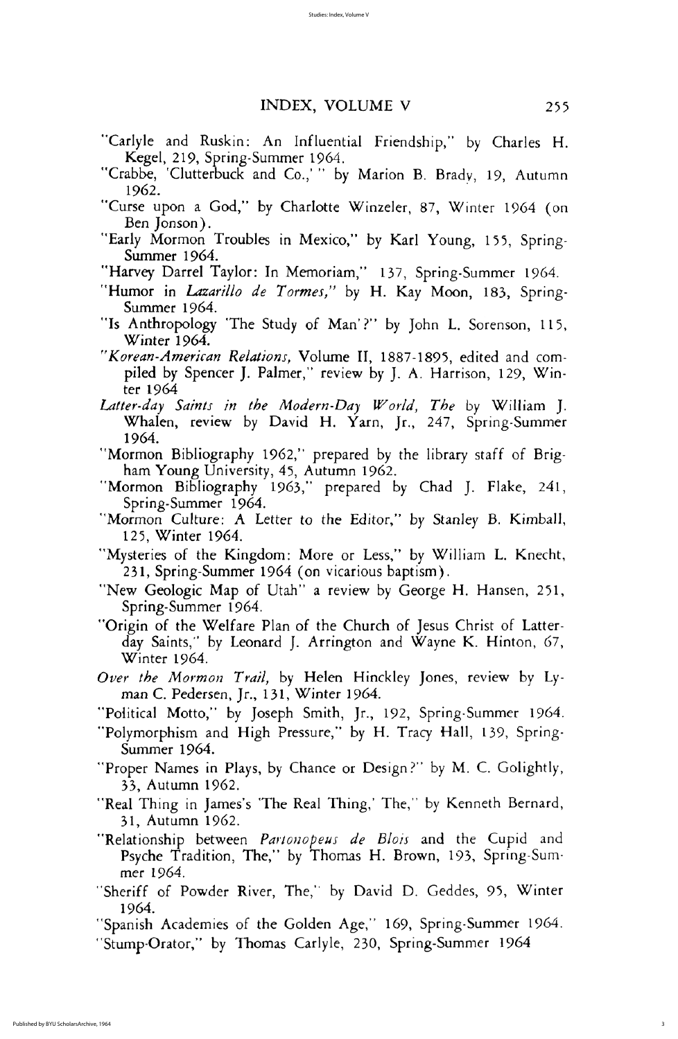"Carlyle and Ruskin: An Influential Friendship," by Charles H. Kegel, 219, Spring-Summer 1964.

"Crabbe, 'Clutterbuck and Co.,' " by Marion B. Brady, 19, Autumn 1962.

"Curse upon a God," by Charlotte Winzeler, 87, Winter 1964 (on Ben Jonson).

"Early Mormon Troubles in Mexico," by Karl Young, 155, Spring-Summer 1964.

"Harvey Darrel Taylor: In Memoriam," 137, Spring-Summer 1964.

"Humor in *Lazarillo de Tormes,*" by H. Kay Moon, 183, Spring-Summer 1964.

"Is Anthropology 'The Study of Man'?" by John L. Sorenson, 115, Winter 1964.

"*Korean-American Relations,* Volume II, 1887-1895, edited and compiled by Spencer J. Palmer," review by J. A. Harrison, 129, Winter 1964

*Latter-day Saints in the Modern-Day World, The* by William J. Whalen, review by David H. Yarn, Jr., 247, Spring-Summer 1964.

"Mormon Bibliography 1962," prepared by the library staff of Brigham Young University, 45, Autumn 1962.

"Mormon Bibliography 1963," prepared by Chad J. Flake, 241, Spring-Summer 1964.

"Mormon Culture: A Letter to the Editor," by Stanley B. Kimball, 125, Winter 1964.

"Mysteries of the Kingdom: More or Less," by William L. Knecht, 231, Spring-Summer 1964 (on vicarious baptism).

"New Geologic Map of Utah" a review by George H. Hansen, 251, Spring-Summer 1964.

"Origin of the Welfare Plan of the Church of Jesus Christ of Latter-day Saints," by Leonard J. Arrington and Wayne K. Hinton, 67, Winter 1964.

*Over the Mormon Trail,* by Helen Hinckley Jones, review by Lyman C. Pedersen, Jr., 131, Winter 1964.

"Political Motto," by Joseph Smith, Jr., 192, Spring-Summer 1964.

"Polymorphism and High Pressure," by H. Tracy Hall, 139, Spring-Summer 1964.

"Proper Names in Plays, by Chance or Design?" by M. C. Golightly, 33, Autumn 1962.

"Real Thing in James's 'The Real Thing,' The," by Kenneth Bernard, 31, Autumn 1962.

"Relationship between *Partonopeus de Blois* and the Cupid and Psyche Tradition, The," by Thomas H. Brown, 193, Spring-Summer 1964.

"Sheriff of Powder River, The," by David D. Geddes, 95, Winter 1964.

"Spanish Academies of the Golden Age," 169, Spring-Summer 1964.

"Stump-Orator," by Thomas Carlyle, 230, Spring-Summer 1964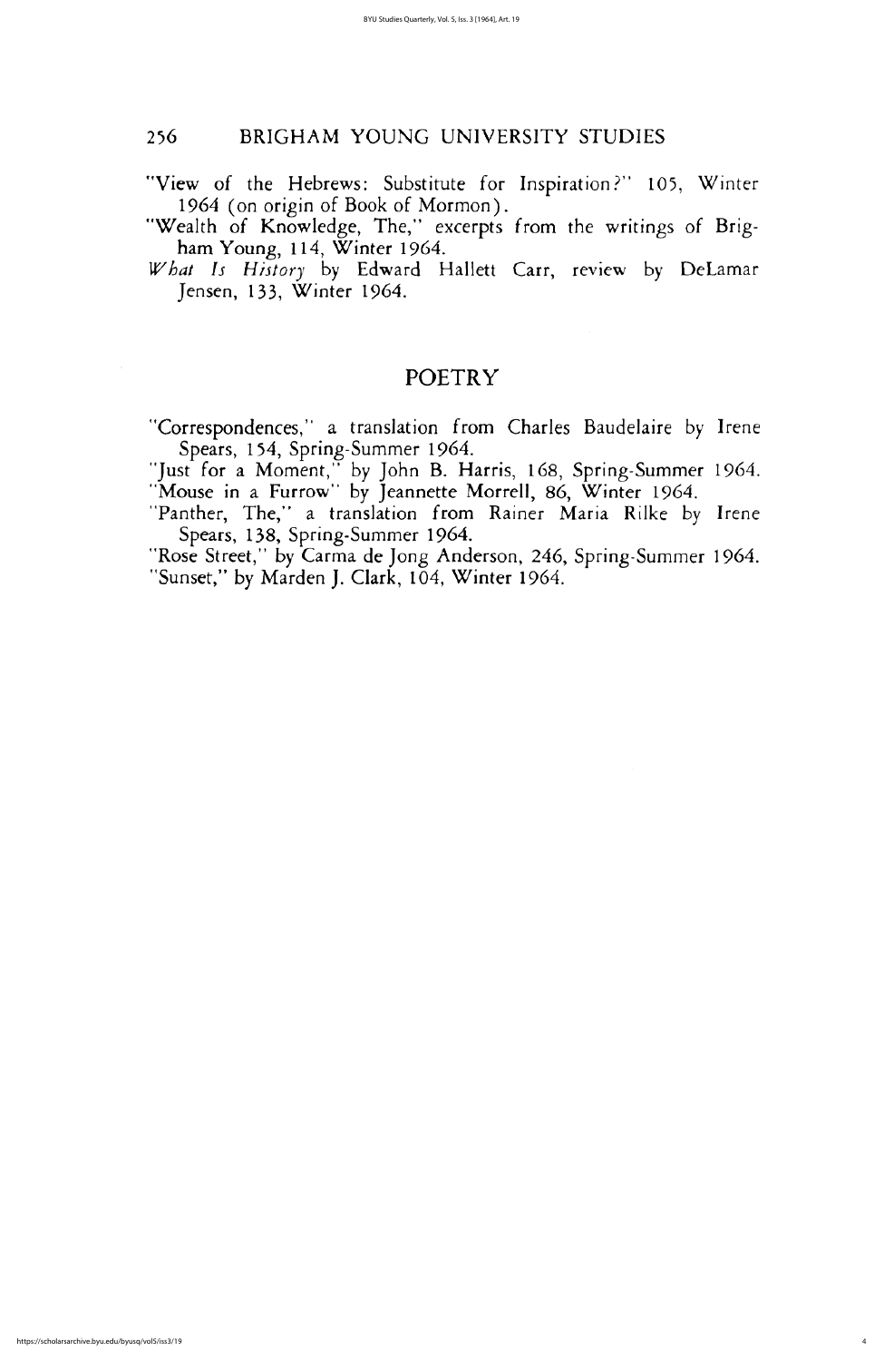"View of the Hebrews: Substitute for Inspiration?" 105, Winter 1964 (on origin of Book of Mormon).

"Wealth of Knowledge, The," excerpts from the writings of Brigham Young, 114, Winter 1964.

*What Is History* by Edward Hallett Carr, review by DeLamar Jensen, 133, Winter 1964.

## POETRY

"Correspondences," a translation from Charles Baudelaire by Irene Spears, 154, Spring-Summer 1964.

"Just for a Moment," by John B. Harris, 168, Spring-Summer 1964.

"Mouse in a Furrow" by Jeannette Morrell, 86, Winter 1964.

"Panther, The," a translation from Rainer Maria Rilke by Irene Spears, 138, Spring-Summer 1964.

"Rose Street," by Carma de Jong Anderson, 246, Spring-Summer 1964.

"Sunset," by Marden J. Clark, 104, Winter 1964.